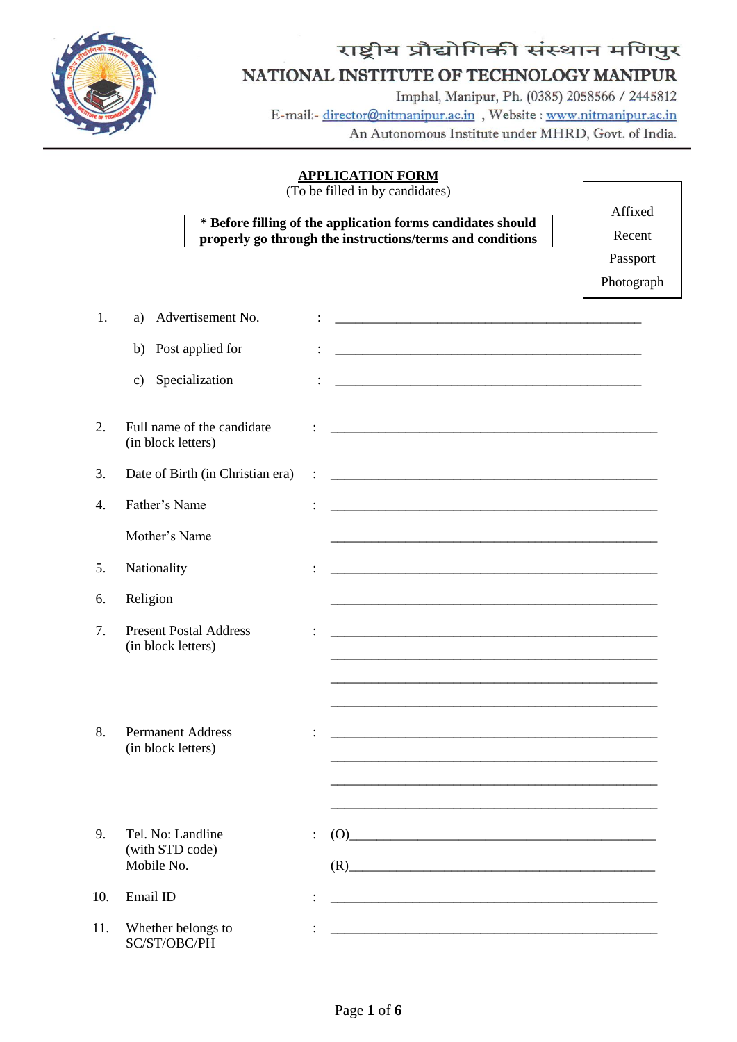# राष्ट्रीय प्रौद्योगिकी संस्थान मणिपुर

# NATIONAL INSTITUTE OF TECHNOLOGY MANIPUR

Imphal, Manipur, Ph. (0385) 2058566 / 2445812

E-mail:- director@nitmanipur.ac.in , Website : www.nitmanipur.ac.in

An Autonomous Institute under MHRD, Govt. of India.

---

## APPLICATION FORM

(To be filled in by candidates)

**\* Before filling of the application forms candidates should properly go through the instructions/terms and conditions**

Affixed Recent Passport Photograph

1. a) Advertisement No. : ____________________________________________

   b) Post applied for : ____________________________________________

   c) Specialization : ____________________________________________

2. Full name of the candidate (in block letters) : ____________________________________________

3. Date of Birth (in Christian era) : ____________________________________________

4. Father's Name : ____________________________________________

   Mother's Name ____________________________________________

5. Nationality : ____________________________________________

6. Religion ____________________________________________

7. Present Postal Address (in block letters) : ____________________________________________

   ____________________________________________

   ____________________________________________

   ____________________________________________

8. Permanent Address (in block letters) : ____________________________________________

   ____________________________________________

   ____________________________________________

   ____________________________________________

9. Tel. No: Landline (with STD code) Mobile No. : (O)__________________________________________

   (R)__________________________________________

10. Email ID : ____________________________________________

11. Whether belongs to SC/ST/OBC/PH : ____________________________________________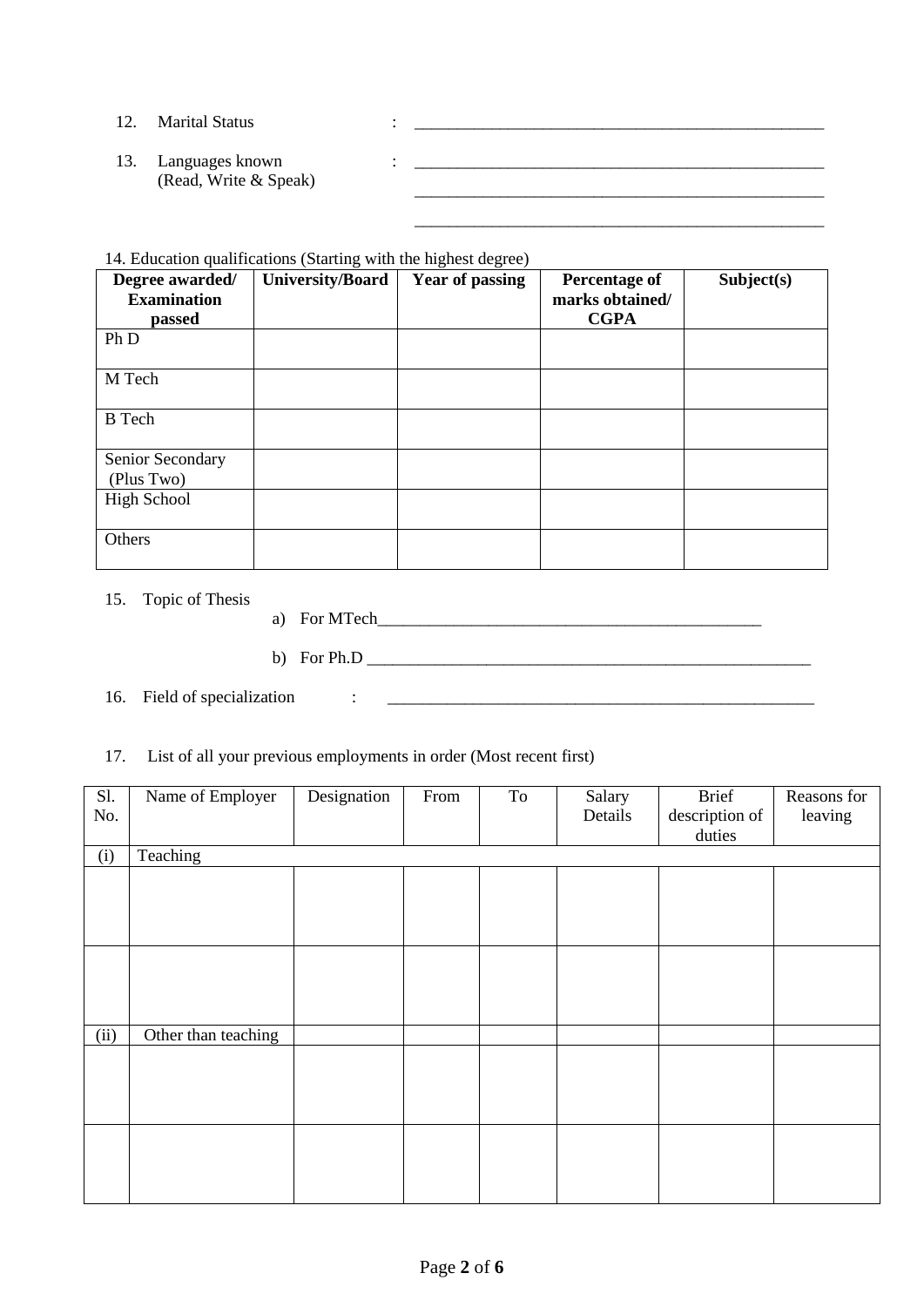12. Marital Status : ____________________________________________

13. Languages known (Read, Write & Speak) : ____________________________________________

____________________________________________

____________________________________________

14. Education qualifications (Starting with the highest degree)

| **Degree awarded/ Examination passed** | **University/Board** | **Year of passing** | **Percentage of marks obtained/ CGPA** | **Subject(s)** |
|---|---|---|---|---|
| Ph D | | | | |
| M Tech | | | | |
| B Tech | | | | |
| Senior Secondary (Plus Two) | | | | |
| High School | | | | |
| Others | | | | |

15. Topic of Thesis

a) For MTech____________________________________________

b) For Ph.D ____________________________________________

16. Field of specialization : ____________________________________________

17. List of all your previous employments in order (Most recent first)

| Sl. No. | Name of Employer | Designation | From | To | Salary Details | Brief description of duties | Reasons for leaving |
|---|---|---|---|---|---|---|---|
| (i) | Teaching | | | | | | |
| | | | | | | | |
| | | | | | | | |
| (ii) | Other than teaching | | | | | | |
| | | | | | | | |
| | | | | | | | |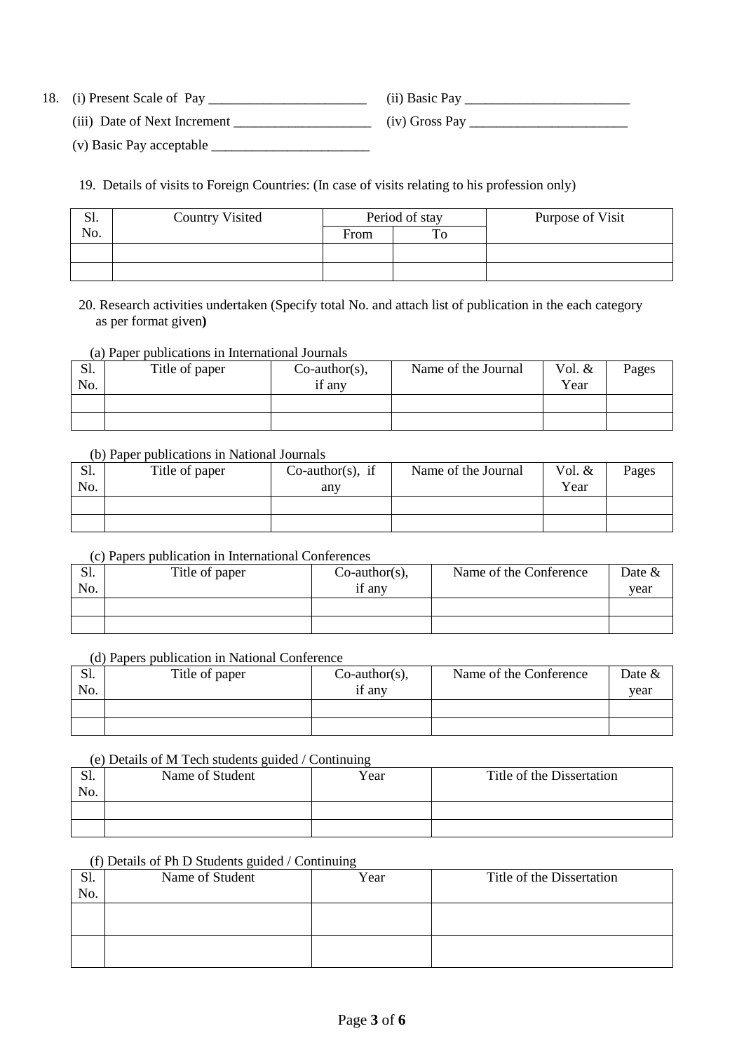18. (i) Present Scale of Pay _______________________ (ii) Basic Pay ________________________

 (iii) Date of Next Increment ____________________ (iv) Gross Pay _______________________

 (v) Basic Pay acceptable _______________________

19. Details of visits to Foreign Countries: (In case of visits relating to his profession only)

| Sl. No. | Country Visited | Period of stay | | Purpose of Visit |
|---|---|---|---|---|
| | | From | To | |
| | | | | |
| | | | | |

20. Research activities undertaken (Specify total No. and attach list of publication in the each category as per format given**)**

(a) Paper publications in International Journals

| Sl. No. | Title of paper | Co-author(s), if any | Name of the Journal | Vol. & Year | Pages |
|---|---|---|---|---|---|
| | | | | | |
| | | | | | |

(b) Paper publications in National Journals

| Sl. No. | Title of paper | Co-author(s), if any | Name of the Journal | Vol. & Year | Pages |
|---|---|---|---|---|---|
| | | | | | |
| | | | | | |

(c) Papers publication in International Conferences

| Sl. No. | Title of paper | Co-author(s), if any | Name of the Conference | Date & year |
|---|---|---|---|---|
| | | | | |
| | | | | |

(d) Papers publication in National Conference

| Sl. No. | Title of paper | Co-author(s), if any | Name of the Conference | Date & year |
|---|---|---|---|---|
| | | | | |
| | | | | |

(e) Details of M Tech students guided / Continuing

| Sl. No. | Name of Student | Year | Title of the Dissertation |
|---|---|---|---|
| | | | |
| | | | |

(f) Details of Ph D Students guided / Continuing

| Sl. No. | Name of Student | Year | Title of the Dissertation |
|---|---|---|---|
| | | | |
| | | | |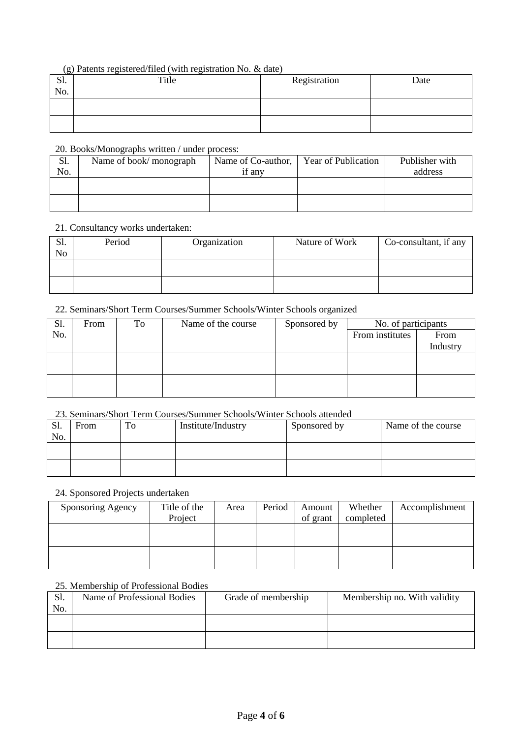(g) Patents registered/filed (with registration No. & date)

| Sl. No. | Title | Registration | Date |
|---|---|---|---|
| | | | |
| | | | |

20. Books/Monographs written / under process:

| Sl. No. | Name of book/ monograph | Name of Co-author, if any | Year of Publication | Publisher with address |
|---|---|---|---|---|
| | | | | |
| | | | | |

21. Consultancy works undertaken:

| Sl. No | Period | Organization | Nature of Work | Co-consultant, if any |
|---|---|---|---|---|
| | | | | |
| | | | | |

22. Seminars/Short Term Courses/Summer Schools/Winter Schools organized

| Sl. No. | From | To | Name of the course | Sponsored by | No. of participants | |
|---|---|---|---|---|---|---|
| | | | | | From institutes | From Industry |
| | | | | | | |
| | | | | | | |

23. Seminars/Short Term Courses/Summer Schools/Winter Schools attended

| Sl. No. | From | To | Institute/Industry | Sponsored by | Name of the course |
|---|---|---|---|---|---|
| | | | | | |
| | | | | | |

24. Sponsored Projects undertaken

| Sponsoring Agency | Title of the Project | Area | Period | Amount of grant | Whether completed | Accomplishment |
|---|---|---|---|---|---|---|
| | | | | | | |
| | | | | | | |

25. Membership of Professional Bodies

| Sl. No. | Name of Professional Bodies | Grade of membership | Membership no. With validity |
|---|---|---|---|
| | | | |
| | | | |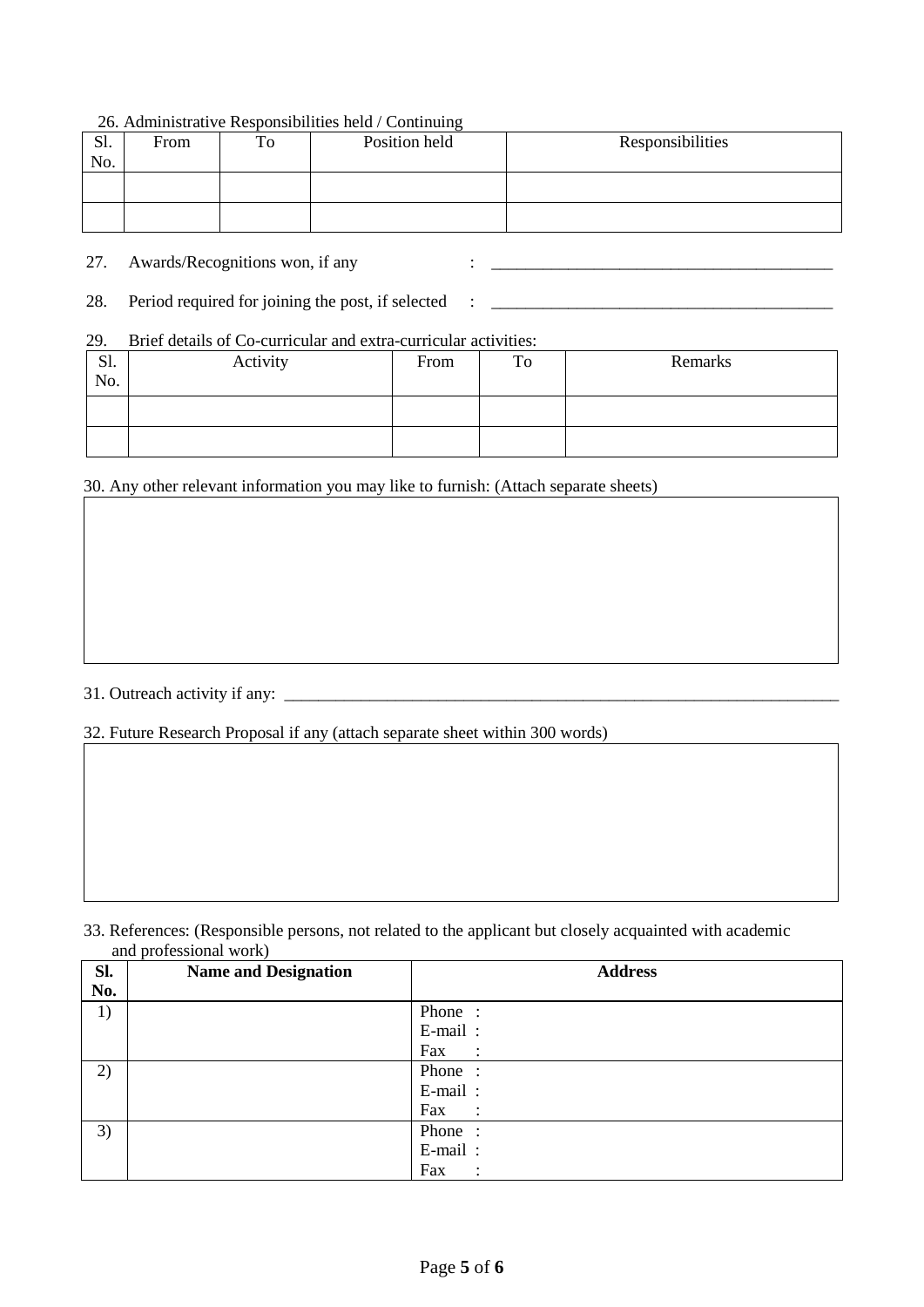26. Administrative Responsibilities held / Continuing

| Sl. No. | From | To | Position held | Responsibilities |
|---|---|---|---|---|
| | | | | |
| | | | | |

27. Awards/Recognitions won, if any : ________________________________________

28. Period required for joining the post, if selected : ________________________________________

29. Brief details of Co-curricular and extra-curricular activities:

| Sl. No. | Activity | From | To | Remarks |
|---|---|---|---|---|
| | | | | |
| | | | | |

30. Any other relevant information you may like to furnish: (Attach separate sheets)

31. Outreach activity if any: ____________________________________________________________________

32. Future Research Proposal if any (attach separate sheet within 300 words)

33. References: (Responsible persons, not related to the applicant but closely acquainted with academic and professional work)

| **Sl. No.** | **Name and Designation** | **Address** |
|---|---|---|
| 1) | | Phone :<br>E-mail :<br>Fax : |
| 2) | | Phone :<br>E-mail :<br>Fax : |
| 3) | | Phone :<br>E-mail :<br>Fax : |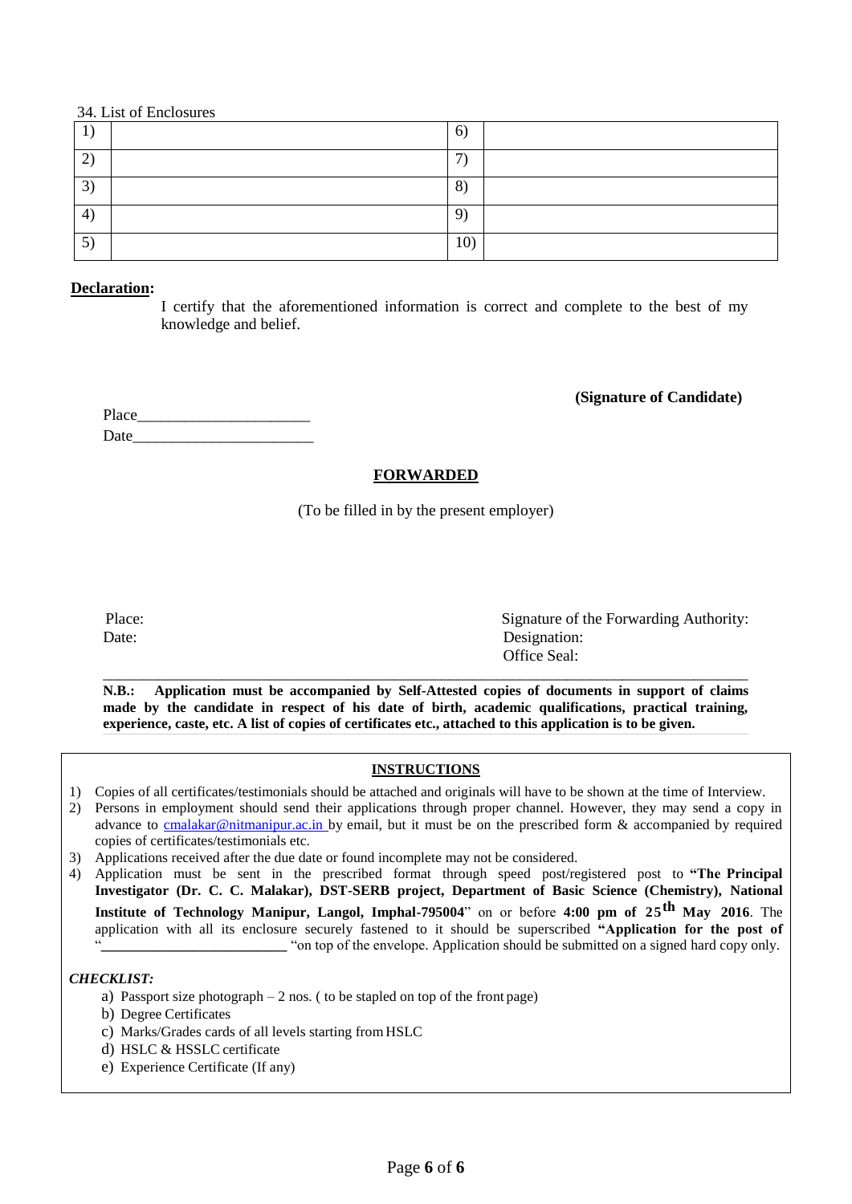34. List of Enclosures

| | | | |
|---|---|---|---|
| 1) | | 6) | |
| 2) | | 7) | |
| 3) | | 8) | |
| 4) | | 9) | |
| 5) | | 10) | |

**Declaration:**

I certify that the aforementioned information is correct and complete to the best of my knowledge and belief.

**(Signature of Candidate)**

Place______________________

Date_______________________

**FORWARDED**

(To be filled in by the present employer)

Place:

Date:

Signature of the Forwarding Authority:

Designation:

Office Seal:

**N.B.: Application must be accompanied by Self-Attested copies of documents in support of claims made by the candidate in respect of his date of birth, academic qualifications, practical training, experience, caste, etc. A list of copies of certificates etc., attached to this application is to be given.**

**INSTRUCTIONS**

1) Copies of all certificates/testimonials should be attached and originals will have to be shown at the time of Interview.
2) Persons in employment should send their applications through proper channel. However, they may send a copy in advance to cmalakar@nitmanipur.ac.in by email, but it must be on the prescribed form & accompanied by required copies of certificates/testimonials etc.
3) Applications received after the due date or found incomplete may not be considered.
4) Application must be sent in the prescribed format through speed post/registered post to **"The Principal Investigator (Dr. C. C. Malakar), DST-SERB project, Department of Basic Science (Chemistry), National Institute of Technology Manipur, Langol, Imphal-795004**" on or before **4:00 pm of 25th May 2016**. The application with all its enclosure securely fastened to it should be superscribed **"Application for the post of "_________________________** "on top of the envelope. Application should be submitted on a signed hard copy only.

***CHECKLIST:***

a) Passport size photograph – 2 nos. ( to be stapled on top of the front page)
b) Degree Certificates
c) Marks/Grades cards of all levels starting from HSLC
d) HSLC & HSSLC certificate
e) Experience Certificate (If any)